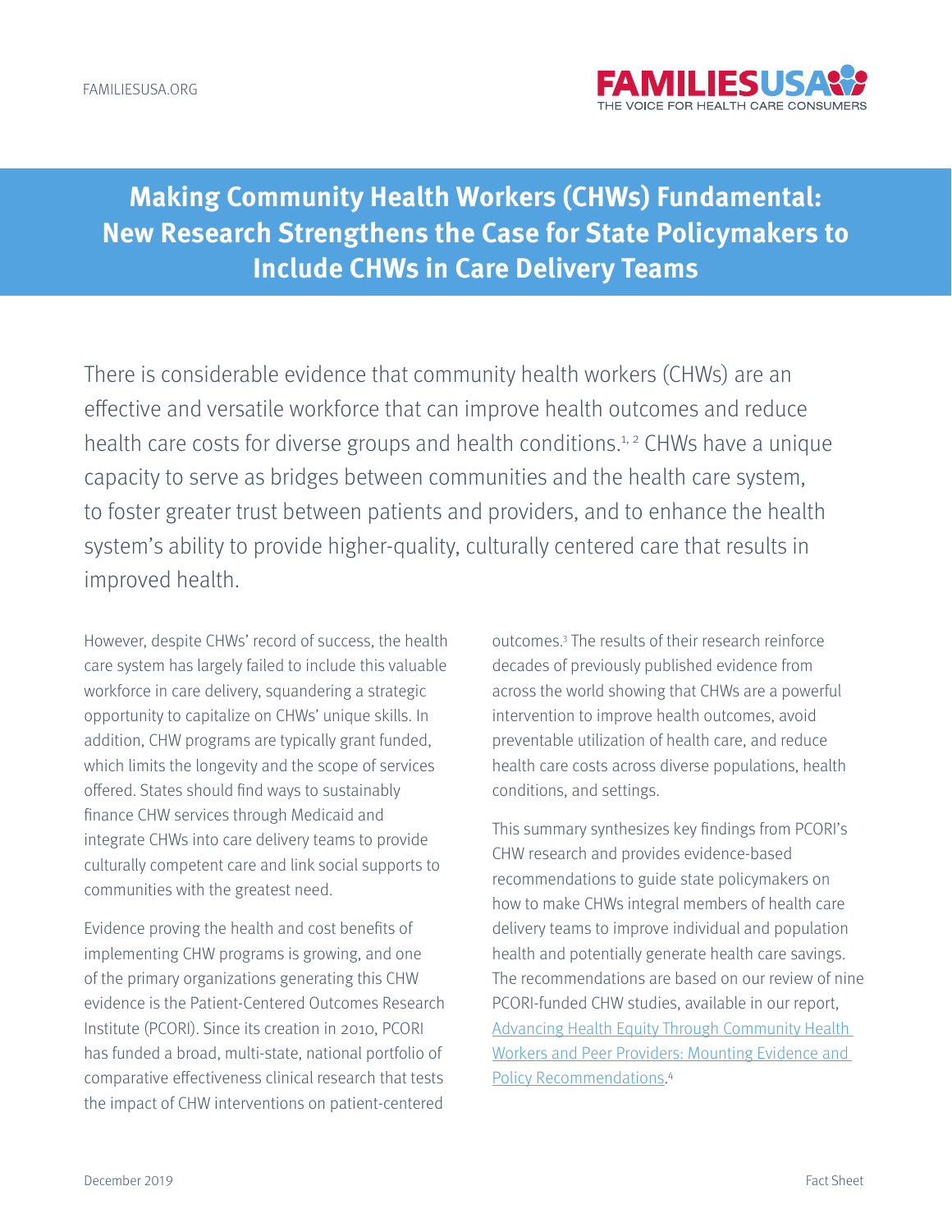# Making Community Health Workers (CHWs) Fundamental: New Research Strengthens the Case for State Policymakers to Include CHWs in Care Delivery Teams

There is considerable evidence that community health workers (CHWs) are an effective and versatile workforce that can improve health outcomes and reduce health care costs for diverse groups and health conditions.[1, 2] CHWs have a unique capacity to serve as bridges between communities and the health care system, to foster greater trust between patients and providers, and to enhance the health system's ability to provide higher-quality, culturally centered care that results in improved health.

However, despite CHWs' record of success, the health care system has largely failed to include this valuable workforce in care delivery, squandering a strategic opportunity to capitalize on CHWs' unique skills. In addition, CHW programs are typically grant funded, which limits the longevity and the scope of services offered. States should find ways to sustainably finance CHW services through Medicaid and integrate CHWs into care delivery teams to provide culturally competent care and link social supports to communities with the greatest need.

Evidence proving the health and cost benefits of implementing CHW programs is growing, and one of the primary organizations generating this CHW evidence is the Patient-Centered Outcomes Research Institute (PCORI). Since its creation in 2010, PCORI has funded a broad, multi-state, national portfolio of comparative effectiveness clinical research that tests the impact of CHW interventions on patient-centered outcomes.[3] The results of their research reinforce decades of previously published evidence from across the world showing that CHWs are a powerful intervention to improve health outcomes, avoid preventable utilization of health care, and reduce health care costs across diverse populations, health conditions, and settings.

This summary synthesizes key findings from PCORI's CHW research and provides evidence-based recommendations to guide state policymakers on how to make CHWs integral members of health care delivery teams to improve individual and population health and potentially generate health care savings. The recommendations are based on our review of nine PCORI-funded CHW studies, available in our report, Advancing Health Equity Through Community Health Workers and Peer Providers: Mounting Evidence and Policy Recommendations.[4]

December 2019

Fact Sheet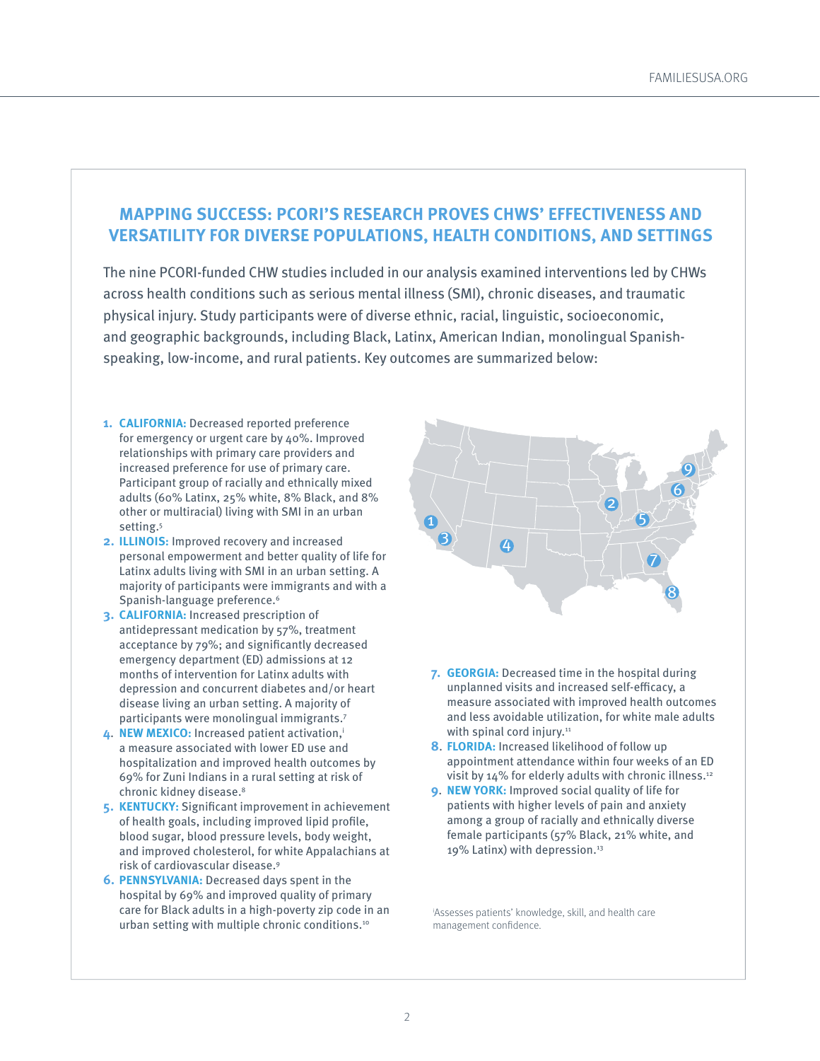## MAPPING SUCCESS: PCORI'S RESEARCH PROVES CHWS' EFFECTIVENESS AND VERSATILITY FOR DIVERSE POPULATIONS, HEALTH CONDITIONS, AND SETTINGS

The nine PCORI-funded CHW studies included in our analysis examined interventions led by CHWs across health conditions such as serious mental illness (SMI), chronic diseases, and traumatic physical injury. Study participants were of diverse ethnic, racial, linguistic, socioeconomic, and geographic backgrounds, including Black, Latinx, American Indian, monolingual Spanish-speaking, low-income, and rural patients. Key outcomes are summarized below:

1. **CALIFORNIA:** Decreased reported preference for emergency or urgent care by 40%. Improved relationships with primary care providers and increased preference for use of primary care. Participant group of racially and ethnically mixed adults (60% Latinx, 25% white, 8% Black, and 8% other or multiracial) living with SMI in an urban setting.[5]
2. **ILLINOIS:** Improved recovery and increased personal empowerment and better quality of life for Latinx adults living with SMI in an urban setting. A majority of participants were immigrants and with a Spanish-language preference.[6]
3. **CALIFORNIA:** Increased prescription of antidepressant medication by 57%, treatment acceptance by 79%; and significantly decreased emergency department (ED) admissions at 12 months of intervention for Latinx adults with depression and concurrent diabetes and/or heart disease living an urban setting. A majority of participants were monolingual immigrants.[7]
4. **NEW MEXICO:** Increased patient activation,[i] a measure associated with lower ED use and hospitalization and improved health outcomes by 69% for Zuni Indians in a rural setting at risk of chronic kidney disease.[8]
5. **KENTUCKY:** Significant improvement in achievement of health goals, including improved lipid profile, blood sugar, blood pressure levels, body weight, and improved cholesterol, for white Appalachians at risk of cardiovascular disease.[9]
6. **PENNSYLVANIA:** Decreased days spent in the hospital by 69% and improved quality of primary care for Black adults in a high-poverty zip code in an urban setting with multiple chronic conditions.[10]
7. **GEORGIA:** Decreased time in the hospital during unplanned visits and increased self-efficacy, a measure associated with improved health outcomes and less avoidable utilization, for white male adults with spinal cord injury.[11]
8. **FLORIDA:** Increased likelihood of follow up appointment attendance within four weeks of an ED visit by 14% for elderly adults with chronic illness.[12]
9. **NEW YORK:** Improved social quality of life for patients with higher levels of pain and anxiety among a group of racially and ethnically diverse female participants (57% Black, 21% white, and 19% Latinx) with depression.[13]

[i] Assesses patients' knowledge, skill, and health care management confidence.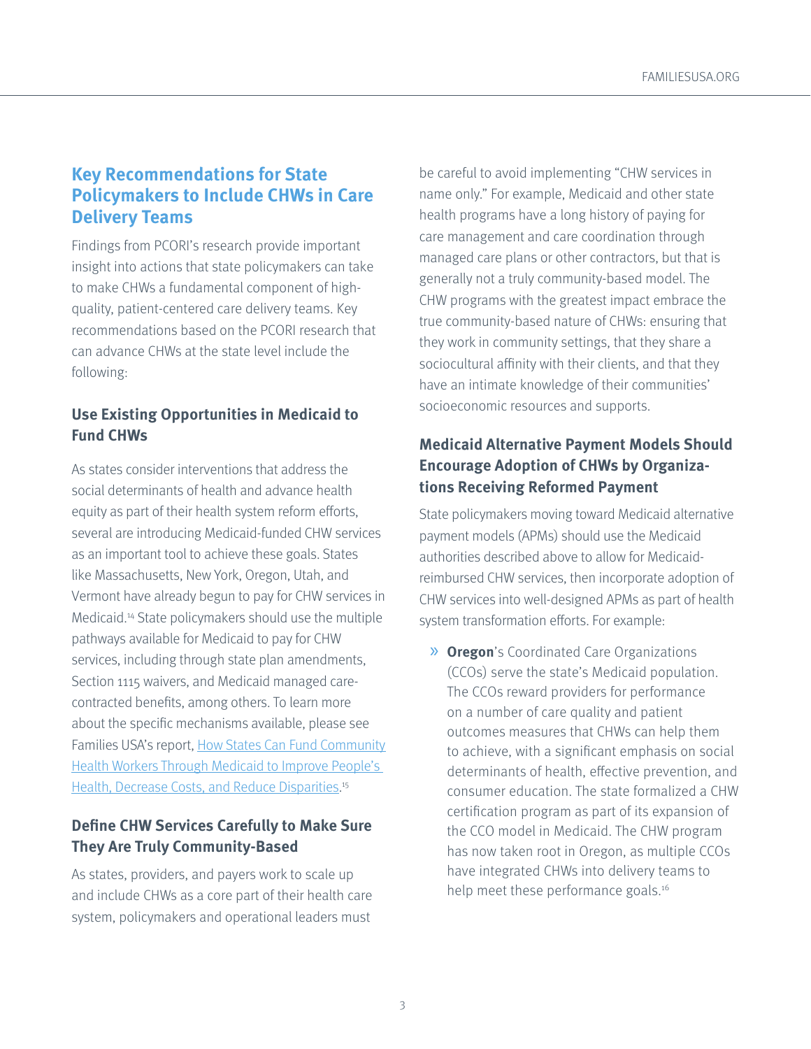## Key Recommendations for State Policymakers to Include CHWs in Care Delivery Teams

Findings from PCORI's research provide important insight into actions that state policymakers can take to make CHWs a fundamental component of high-quality, patient-centered care delivery teams. Key recommendations based on the PCORI research that can advance CHWs at the state level include the following:

### Use Existing Opportunities in Medicaid to Fund CHWs

As states consider interventions that address the social determinants of health and advance health equity as part of their health system reform efforts, several are introducing Medicaid-funded CHW services as an important tool to achieve these goals. States like Massachusetts, New York, Oregon, Utah, and Vermont have already begun to pay for CHW services in Medicaid.[14] State policymakers should use the multiple pathways available for Medicaid to pay for CHW services, including through state plan amendments, Section 1115 waivers, and Medicaid managed care-contracted benefits, among others. To learn more about the specific mechanisms available, please see Families USA's report, How States Can Fund Community Health Workers Through Medicaid to Improve People's Health, Decrease Costs, and Reduce Disparities.[15]

### Define CHW Services Carefully to Make Sure They Are Truly Community-Based

As states, providers, and payers work to scale up and include CHWs as a core part of their health care system, policymakers and operational leaders must be careful to avoid implementing "CHW services in name only." For example, Medicaid and other state health programs have a long history of paying for care management and care coordination through managed care plans or other contractors, but that is generally not a truly community-based model. The CHW programs with the greatest impact embrace the true community-based nature of CHWs: ensuring that they work in community settings, that they share a sociocultural affinity with their clients, and that they have an intimate knowledge of their communities' socioeconomic resources and supports.

### Medicaid Alternative Payment Models Should Encourage Adoption of CHWs by Organizations Receiving Reformed Payment

State policymakers moving toward Medicaid alternative payment models (APMs) should use the Medicaid authorities described above to allow for Medicaid-reimbursed CHW services, then incorporate adoption of CHW services into well-designed APMs as part of health system transformation efforts. For example:

- **Oregon**'s Coordinated Care Organizations (CCOs) serve the state's Medicaid population. The CCOs reward providers for performance on a number of care quality and patient outcomes measures that CHWs can help them to achieve, with a significant emphasis on social determinants of health, effective prevention, and consumer education. The state formalized a CHW certification program as part of its expansion of the CCO model in Medicaid. The CHW program has now taken root in Oregon, as multiple CCOs have integrated CHWs into delivery teams to help meet these performance goals.[16]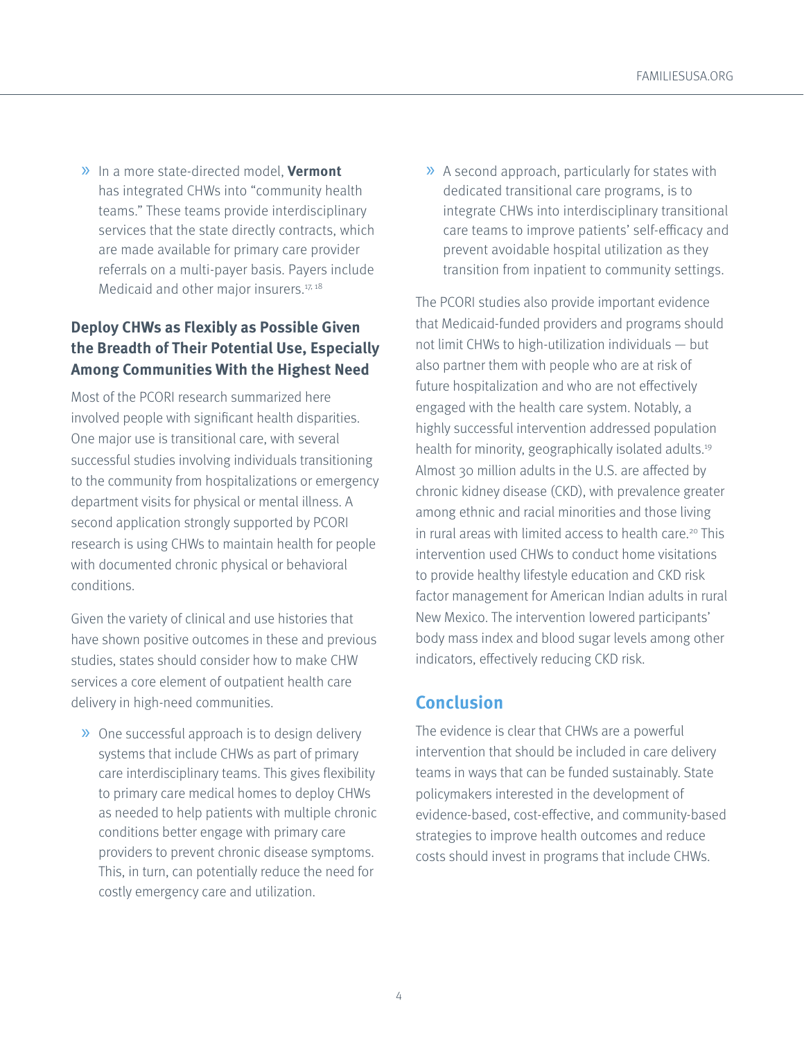- In a more state-directed model, **Vermont** has integrated CHWs into "community health teams." These teams provide interdisciplinary services that the state directly contracts, which are made available for primary care provider referrals on a multi-payer basis. Payers include Medicaid and other major insurers.[17, 18]

### Deploy CHWs as Flexibly as Possible Given the Breadth of Their Potential Use, Especially Among Communities With the Highest Need

Most of the PCORI research summarized here involved people with significant health disparities. One major use is transitional care, with several successful studies involving individuals transitioning to the community from hospitalizations or emergency department visits for physical or mental illness. A second application strongly supported by PCORI research is using CHWs to maintain health for people with documented chronic physical or behavioral conditions.

Given the variety of clinical and use histories that have shown positive outcomes in these and previous studies, states should consider how to make CHW services a core element of outpatient health care delivery in high-need communities.

- One successful approach is to design delivery systems that include CHWs as part of primary care interdisciplinary teams. This gives flexibility to primary care medical homes to deploy CHWs as needed to help patients with multiple chronic conditions better engage with primary care providers to prevent chronic disease symptoms. This, in turn, can potentially reduce the need for costly emergency care and utilization.
- A second approach, particularly for states with dedicated transitional care programs, is to integrate CHWs into interdisciplinary transitional care teams to improve patients' self-efficacy and prevent avoidable hospital utilization as they transition from inpatient to community settings.

The PCORI studies also provide important evidence that Medicaid-funded providers and programs should not limit CHWs to high-utilization individuals — but also partner them with people who are at risk of future hospitalization and who are not effectively engaged with the health care system. Notably, a highly successful intervention addressed population health for minority, geographically isolated adults.[19] Almost 30 million adults in the U.S. are affected by chronic kidney disease (CKD), with prevalence greater among ethnic and racial minorities and those living in rural areas with limited access to health care.[20] This intervention used CHWs to conduct home visitations to provide healthy lifestyle education and CKD risk factor management for American Indian adults in rural New Mexico. The intervention lowered participants' body mass index and blood sugar levels among other indicators, effectively reducing CKD risk.

## Conclusion

The evidence is clear that CHWs are a powerful intervention that should be included in care delivery teams in ways that can be funded sustainably. State policymakers interested in the development of evidence-based, cost-effective, and community-based strategies to improve health outcomes and reduce costs should invest in programs that include CHWs.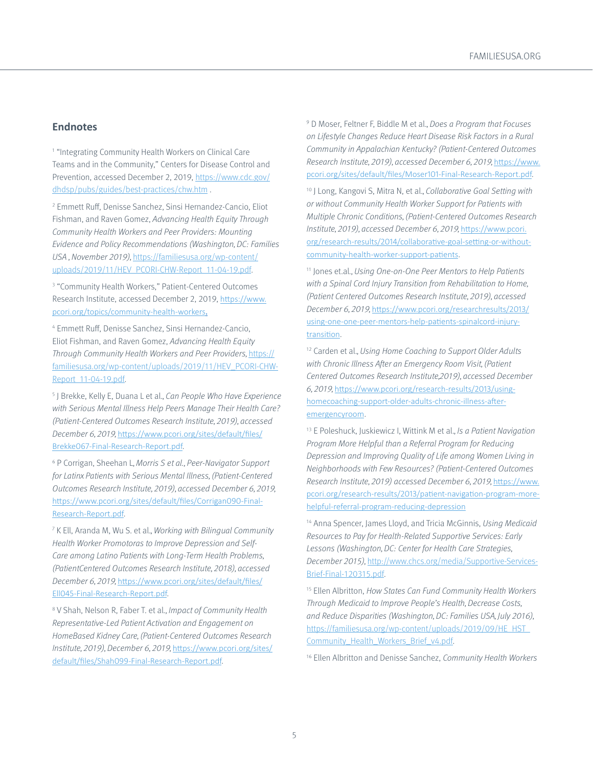## Endnotes

[1] "Integrating Community Health Workers on Clinical Care Teams and in the Community," Centers for Disease Control and Prevention, accessed December 2, 2019, https://www.cdc.gov/dhdsp/pubs/guides/best-practices/chw.htm .

[2] Emmett Ruff, Denisse Sanchez, Sinsi Hernandez-Cancio, Eliot Fishman, and Raven Gomez, *Advancing Health Equity Through Community Health Workers and Peer Providers: Mounting Evidence and Policy Recommendations (Washington, DC: Families USA , November 2019)*, https://familiesusa.org/wp-content/uploads/2019/11/HEV_PCORI-CHW-Report_11-04-19.pdf.

[3] "Community Health Workers," Patient-Centered Outcomes Research Institute, accessed December 2, 2019, https://www.pcori.org/topics/community-health-workers.

[4] Emmett Ruff, Denisse Sanchez, Sinsi Hernandez-Cancio, Eliot Fishman, and Raven Gomez, *Advancing Health Equity Through Community Health Workers and Peer Providers*, https://familiesusa.org/wp-content/uploads/2019/11/HEV_PCORI-CHW-Report_11-04-19.pdf.

[5] J Brekke, Kelly E, Duana L et al., *Can People Who Have Experience with Serious Mental Illness Help Peers Manage Their Health Care? (Patient-Centered Outcomes Research Institute, 2019), accessed December 6, 2019*, https://www.pcori.org/sites/default/files/Brekke067-Final-Research-Report.pdf.

[6] P Corrigan, Sheehan L, *Morris S et al., Peer-Navigator Support for Latinx Patients with Serious Mental Illness, (Patient-Centered Outcomes Research Institute, 2019), accessed December 6, 2019*, https://www.pcori.org/sites/default/files/Corrigan090-Final-Research-Report.pdf.

[7] K Ell, Aranda M, Wu S. et al., *Working with Bilingual Community Health Worker Promotoras to Improve Depression and Self-Care among Latino Patients with Long-Term Health Problems, (PatientCentered Outcomes Research Institute, 2018), accessed December 6, 2019*, https://www.pcori.org/sites/default/files/Ell045-Final-Research-Report.pdf.

[8] V Shah, Nelson R, Faber T. et al., *Impact of Community Health Representative-Led Patient Activation and Engagement on HomeBased Kidney Care, (Patient-Centered Outcomes Research Institute, 2019), December 6, 2019*, https://www.pcori.org/sites/default/files/Shah099-Final-Research-Report.pdf.

[9] D Moser, Feltner F, Biddle M et al., *Does a Program that Focuses on Lifestyle Changes Reduce Heart Disease Risk Factors in a Rural Community in Appalachian Kentucky? (Patient-Centered Outcomes Research Institute, 2019), accessed December 6, 2019*, https://www.pcori.org/sites/default/files/Moser101-Final-Research-Report.pdf.

[10] J Long, Kangovi S, Mitra N, et al., *Collaborative Goal Setting with or without Community Health Worker Support for Patients with Multiple Chronic Conditions, (Patient-Centered Outcomes Research Institute, 2019), accessed December 6, 2019*, https://www.pcori.org/research-results/2014/collaborative-goal-setting-or-without-community-health-worker-support-patients.

[11] Jones et.al., *Using One-on-One Peer Mentors to Help Patients with a Spinal Cord Injury Transition from Rehabilitation to Home, (Patient Centered Outcomes Research Institute, 2019), accessed December 6, 2019*, https://www.pcori.org/researchresults/2013/using-one-one-peer-mentors-help-patients-spinalcord-injury-transition.

[12] Carden et al., *Using Home Coaching to Support Older Adults with Chronic Illness After an Emergency Room Visit, (Patient Centered Outcomes Research Institute,2019), accessed December 6, 2019*, https://www.pcori.org/research-results/2013/using-homecoaching-support-older-adults-chronic-illness-after-emergencyroom.

[13] E Poleshuck, Juskiewicz I, Wittink M et al., *Is a Patient Navigation Program More Helpful than a Referral Program for Reducing Depression and Improving Quality of Life among Women Living in Neighborhoods with Few Resources? (Patient-Centered Outcomes Research Institute, 2019) accessed December 6, 2019*, https://www.pcori.org/research-results/2013/patient-navigation-program-more-helpful-referral-program-reducing-depression

[14] Anna Spencer, James Lloyd, and Tricia McGinnis, *Using Medicaid Resources to Pay for Health-Related Supportive Services: Early Lessons (Washington, DC: Center for Health Care Strategies, December 2015)*, http://www.chcs.org/media/Supportive-Services-Brief-Final-120315.pdf.

[15] Ellen Albritton, *How States Can Fund Community Health Workers Through Medicaid to Improve People's Health, Decrease Costs, and Reduce Disparities (Washington, DC: Families USA, July 2016)*, https://familiesusa.org/wp-content/uploads/2019/09/HE_HST_Community_Health_Workers_Brief_v4.pdf.

[16] Ellen Albritton and Denisse Sanchez, *Community Health Workers*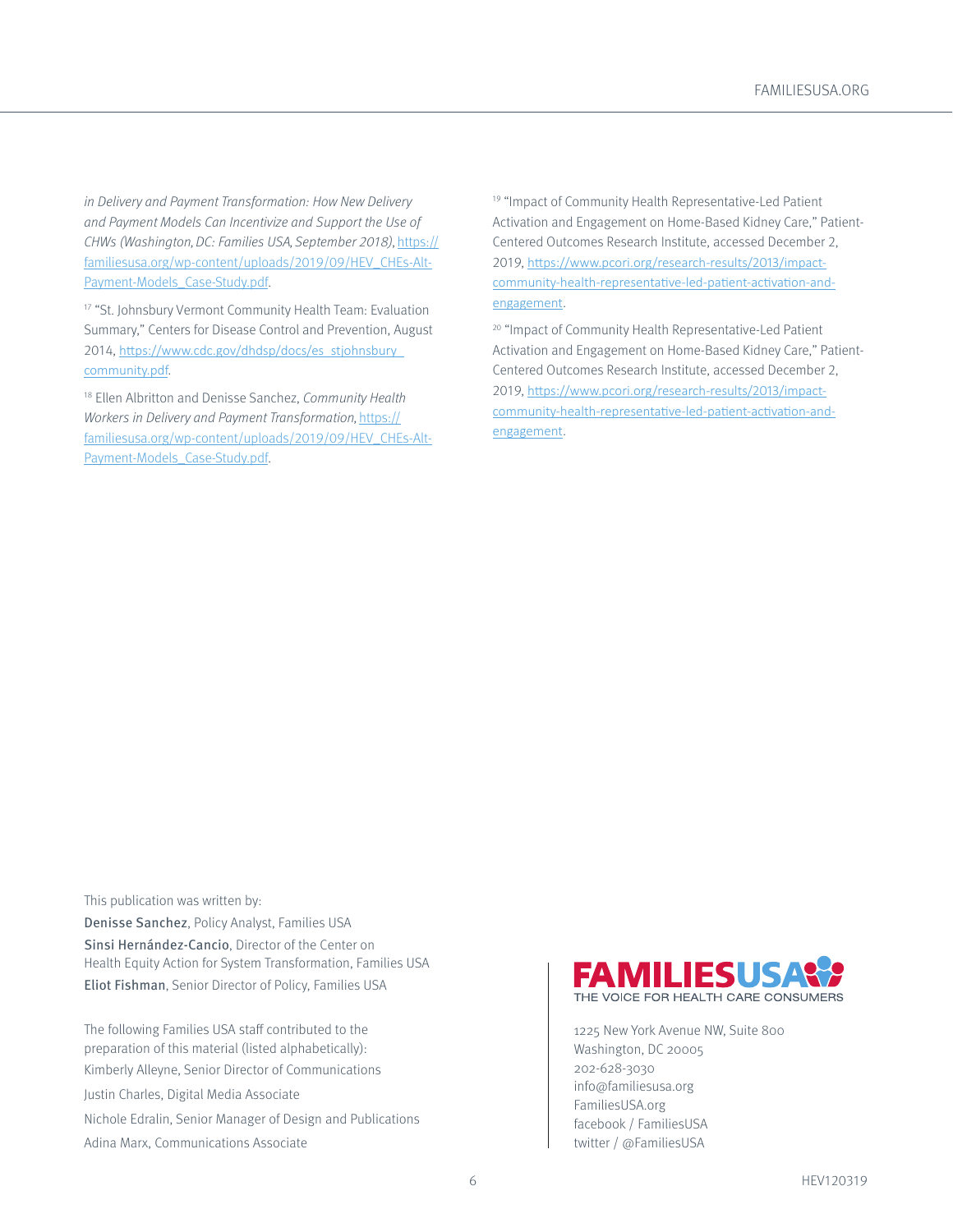*in Delivery and Payment Transformation: How New Delivery and Payment Models Can Incentivize and Support the Use of CHWs (Washington, DC: Families USA, September 2018),* https://familiesusa.org/wp-content/uploads/2019/09/HEV_CHEs-Alt-Payment-Models_Case-Study.pdf.

[17] "St. Johnsbury Vermont Community Health Team: Evaluation Summary," Centers for Disease Control and Prevention, August 2014, https://www.cdc.gov/dhdsp/docs/es_stjohnsbury_community.pdf.

[18] Ellen Albritton and Denisse Sanchez, *Community Health Workers in Delivery and Payment Transformation,* https://familiesusa.org/wp-content/uploads/2019/09/HEV_CHEs-Alt-Payment-Models_Case-Study.pdf.

[19] "Impact of Community Health Representative-Led Patient Activation and Engagement on Home-Based Kidney Care," Patient-Centered Outcomes Research Institute, accessed December 2, 2019, https://www.pcori.org/research-results/2013/impact-community-health-representative-led-patient-activation-and-engagement.

[20] "Impact of Community Health Representative-Led Patient Activation and Engagement on Home-Based Kidney Care," Patient-Centered Outcomes Research Institute, accessed December 2, 2019, https://www.pcori.org/research-results/2013/impact-community-health-representative-led-patient-activation-and-engagement.

This publication was written by:

**Denisse Sanchez**, Policy Analyst, Families USA

**Sinsi Hernández-Cancio**, Director of the Center on Health Equity Action for System Transformation, Families USA

**Eliot Fishman**, Senior Director of Policy, Families USA

The following Families USA staff contributed to the preparation of this material (listed alphabetically):

Kimberly Alleyne, Senior Director of Communications

Justin Charles, Digital Media Associate

Nichole Edralin, Senior Manager of Design and Publications

Adina Marx, Communications Associate

**FAMILIESUSA**
THE VOICE FOR HEALTH CARE CONSUMERS

1225 New York Avenue NW, Suite 800
Washington, DC 20005
202-628-3030
info@familiesusa.org
FamiliesUSA.org
facebook / FamiliesUSA
twitter / @FamiliesUSA

HEV120319